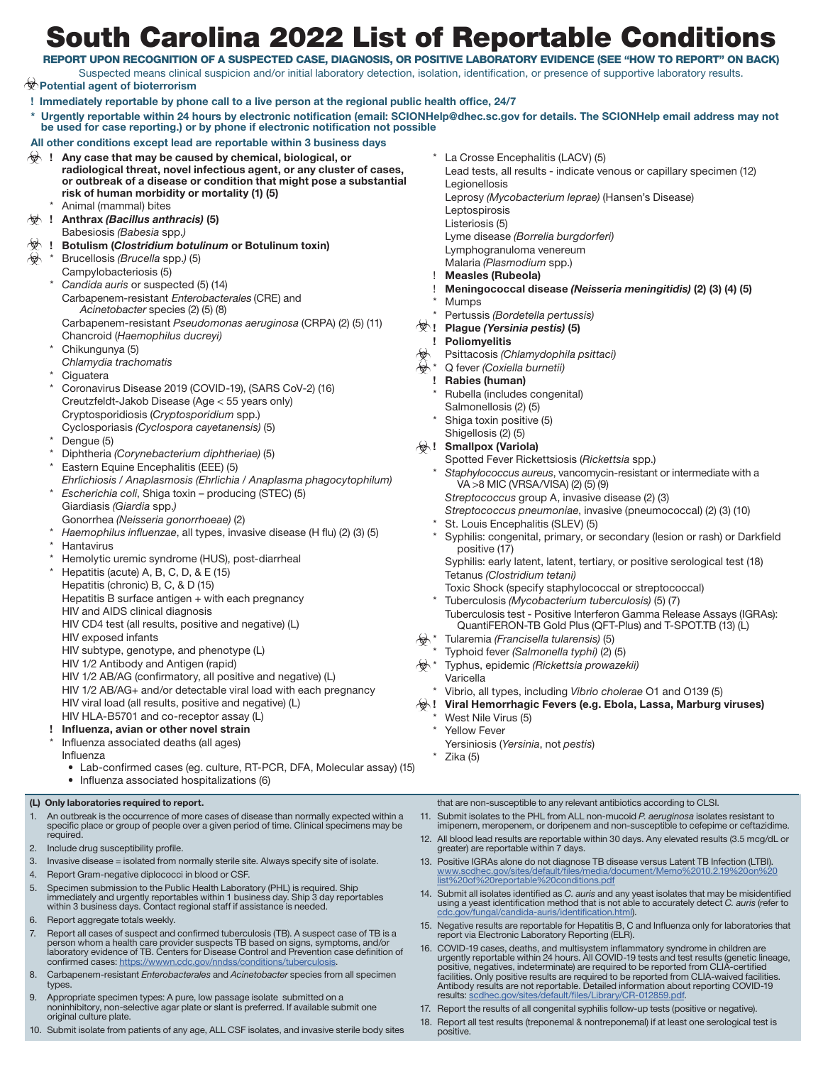# South Carolina 2022 List of Reportable Conditions

**REPORT UPON RECOGNITION OF A SUSPECTED CASE, DIAGNOSIS, OR POSITIVE LABORATORY EVIDENCE (SEE "HOW TO REPORT" ON BACK)**

Suspected means clinical suspicion and/or initial laboratory detection, isolation, identification, or presence of supportive laboratory results.

☣ **Potential agent of bioterrorism**

**! Immediately reportable by phone call to a live person at the regional public health office, 24/7**

**\* Urgently reportable within 24 hours by electronic notification (email: SCIONHelp@dhec.sc.gov for details. The SCIONHelp email address may not be used for case reporting.) or by phone if electronic notification not possible**

**All other conditions except lead are reportable within 3 business days**

- ☣ ! **Any case that may be caused by chemical, biological, or radiological threat, novel infectious agent, or any cluster of cases, or outbreak of a disease or condition that might pose a substantial risk of human morbidity or mortality (1) (5)**
- \* Animal (mammal) bites
- ☣ ! **Anthrax *(Bacillus anthracis)* (5)**
- Babesiosis *(Babesia spp.)*
- ☣ ! **Botulism (*Clostridium botulinum* or Botulinum toxin)**
- ☣ \* Brucellosis *(Brucella spp.)* (5)
- Campylobacteriosis (5)
- \* *Candida auris* or suspected (5) (14)
- Carbapenem-resistant *Enterobacterales* (CRE) and *Acinetobacter* species (2) (5) (8)
- Carbapenem-resistant *Pseudomonas aeruginosa* (CRPA) (2) (5) (11)
- Chancroid (*Haemophilus ducreyi)*
- \* Chikungunya (5)
- *Chlamydia trachomatis*
- \* Ciguatera
- \* Coronavirus Disease 2019 (COVID-19), (SARS CoV-2) (16)
- Creutzfeldt-Jakob Disease (Age < 55 years only)
- Cryptosporidiosis (*Cryptosporidium* spp.)
- Cyclosporiasis *(Cyclospora cayetanensis)* (5)
- \* Dengue (5)
- \* Diphtheria *(Corynebacterium diphtheriae)* (5)
- \* Eastern Equine Encephalitis (EEE) (5)
- *Ehrlichiosis / Anaplasmosis (Ehrlichia / Anaplasma phagocytophilum)*
- \* *Escherichia coli*, Shiga toxin – producing (STEC) (5)
- Giardiasis *(Giardia spp.)*
- Gonorrhea *(Neisseria gonorrhoeae)* (2)
- \* *Haemophilus influenzae*, all types, invasive disease (H flu) (2) (3) (5)
- \* Hantavirus
- \* Hemolytic uremic syndrome (HUS), post-diarrheal
- \* Hepatitis (acute) A, B, C, D, & E (15)
- Hepatitis (chronic) B, C, & D (15)
- Hepatitis B surface antigen + with each pregnancy
- HIV and AIDS clinical diagnosis
- HIV CD4 test (all results, positive and negative) (L)
- HIV exposed infants
- HIV subtype, genotype, and phenotype (L)
- HIV 1/2 Antibody and Antigen (rapid)
- HIV 1/2 AB/AG (confirmatory, all positive and negative) (L)
- HIV 1/2 AB/AG+ and/or detectable viral load with each pregnancy
- HIV viral load (all results, positive and negative) (L)
- HIV HLA-B5701 and co-receptor assay (L)
- ! **Influenza, avian or other novel strain**
- \* Influenza associated deaths (all ages)
- Influenza
  - Lab-confirmed cases (eg. culture, RT-PCR, DFA, Molecular assay) (15)
  - Influenza associated hospitalizations (6)
- \* La Crosse Encephalitis (LACV) (5)
- Lead tests, all results - indicate venous or capillary specimen (12)
- Legionellosis
- Leprosy *(Mycobacterium leprae)* (Hansen's Disease)
- Leptospirosis
- Listeriosis (5)
- Lyme disease *(Borrelia burgdorferi)*
- Lymphogranuloma venereum
- Malaria *(Plasmodium* spp.)
- ! **Measles (Rubeola)**
- ! **Meningococcal disease *(Neisseria meningitidis)* (2) (3) (4) (5)**
- \* Mumps
- \* Pertussis *(Bordetella pertussis)*
- ☣ ! **Plague *(Yersinia pestis)* (5)**
- ! **Poliomyelitis**
- ☣ Psittacosis *(Chlamydophila psittaci)*
- ☣ \* Q fever *(Coxiella burnetii)*
- ! **Rabies (human)**
- \* Rubella (includes congenital)
- Salmonellosis (2) (5)
- \* Shiga toxin positive (5)
- Shigellosis (2) (5)
- ☣ ! **Smallpox (Variola)**
- Spotted Fever Rickettsiosis (*Rickettsia* spp.)
- \* *Staphylococcus aureus*, vancomycin-resistant or intermediate with a VA >8 MIC (VRSA/VISA) (2) (5) (9)
- *Streptococcus* group A, invasive disease (2) (3)
- *Streptococcus pneumoniae*, invasive (pneumococcal) (2) (3) (10)
- \* St. Louis Encephalitis (SLEV) (5)
- \* Syphilis: congenital, primary, or secondary (lesion or rash) or Darkfield positive (17)
- Syphilis: early latent, latent, tertiary, or positive serological test (18)
- Tetanus *(Clostridium tetani)*
- Toxic Shock (specify staphylococcal or streptococcal)
- \* Tuberculosis *(Mycobacterium tuberculosis)* (5) (7)
- Tuberculosis test - Positive Interferon Gamma Release Assays (IGRAs): QuantiFERON-TB Gold Plus (QFT-Plus) and T-SPOT.TB (13) (L)
- ☣ \* Tularemia *(Francisella tularensis)* (5)
- \* Typhoid fever *(Salmonella typhi)* (2) (5)
- ☣ \* Typhus, epidemic *(Rickettsia prowazekii)*
- Varicella
- \* Vibrio, all types, including *Vibrio cholerae* O1 and O139 (5)
- ☣ ! **Viral Hemorrhagic Fevers (e.g. Ebola, Lassa, Marburg viruses)**
- \* West Nile Virus (5)
- \* Yellow Fever
- Yersiniosis (*Yersinia*, not *pestis*)
- \* Zika (5)

---

**(L) Only laboratories required to report.**

1. An outbreak is the occurrence of more cases of disease than normally expected within a specific place or group of people over a given period of time. Clinical specimens may be required.
2. Include drug susceptibility profile.
3. Invasive disease = isolated from normally sterile site. Always specify site of isolate.
4. Report Gram-negative diplococci in blood or CSF.
5. Specimen submission to the Public Health Laboratory (PHL) is required. Ship immediately and urgently reportables within 1 business day. Ship 3 day reportables within 3 business days. Contact regional staff if assistance is needed.
6. Report aggregate totals weekly.
7. Report all cases of suspect and confirmed tuberculosis (TB). A suspect case of TB is a person whom a health care provider suspects TB based on signs, symptoms, and/or laboratory evidence of TB. Centers for Disease Control and Prevention case definition of confirmed cases: https://wwwn.cdc.gov/nndss/conditions/tuberculosis.
8. Carbapenem-resistant *Enterobacterales* and *Acinetobacter* species from all specimen types.
9. Appropriate specimen types: A pure, low passage isolate submitted on a noninhibitory, non-selective agar plate or slant is preferred. If available submit one original culture plate.
10. Submit isolate from patients of any age, ALL CSF isolates, and invasive sterile body sites that are non-susceptible to any relevant antibiotics according to CLSI.
11. Submit isolates to the PHL from ALL non-mucoid *P. aeruginosa* isolates resistant to imipenem, meropenem, or doripenem and non-susceptible to cefepime or ceftazidime.
12. All blood lead results are reportable within 30 days. Any elevated results (3.5 mcg/dL or greater) are reportable within 7 days.
13. Positive IGRAs alone do not diagnose TB disease versus Latent TB Infection (LTBI). www.scdhec.gov/sites/default/files/media/document/Memo%2010.2.19%20on%20list%20of%20reportable%20conditions.pdf
14. Submit all isolates identified as *C. auris* and any yeast isolates that may be misidentified using a yeast identification method that is not able to accurately detect *C. auris* (refer to cdc.gov/fungal/candida-auris/identification.html).
15. Negative results are reportable for Hepatitis B, C and Influenza only for laboratories that report via Electronic Laboratory Reporting (ELR).
16. COVID-19 cases, deaths, and multisystem inflammatory syndrome in children are urgently reportable within 24 hours. All COVID-19 tests and test results (genetic lineage, positive, negatives, indeterminate) are required to be reported from CLIA-certified facilities. Only positive results are required to be reported from CLIA-waived facilities. Antibody results are not reportable. Detailed information about reporting COVID-19 results: scdhec.gov/sites/default/files/Library/CR-012859.pdf.
17. Report the results of all congenital syphilis follow-up tests (positive or negative).
18. Report all test results (treponemal & nontreponemal) if at least one serological test is positive.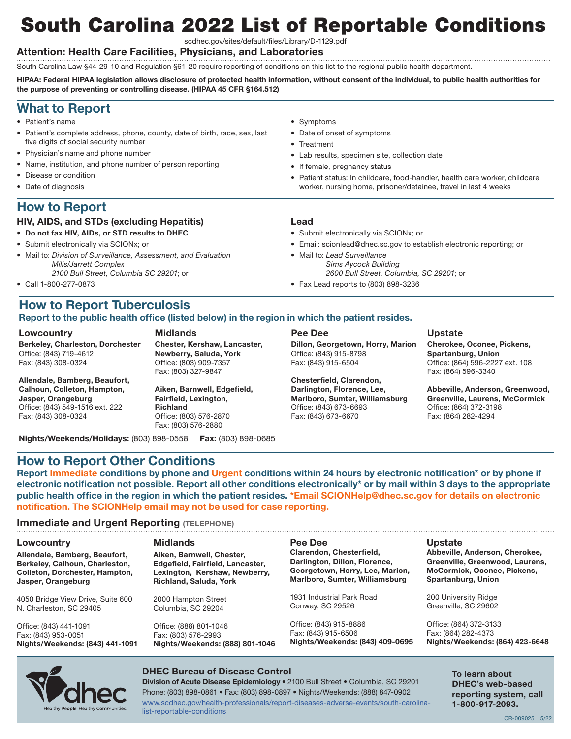# South Carolina 2022 List of Reportable Conditions

scdhec.gov/sites/default/files/Library/D-1129.pdf

### Attention: Health Care Facilities, Physicians, and Laboratories

South Carolina Law §44-29-10 and Regulation §61-20 require reporting of conditions on this list to the regional public health department.

**HIPAA: Federal HIPAA legislation allows disclosure of protected health information, without consent of the individual, to public health authorities for the purpose of preventing or controlling disease. (HIPAA 45 CFR §164.512)**

## What to Report

- Patient's name
- Patient's complete address, phone, county, date of birth, race, sex, last five digits of social security number
- Physician's name and phone number
- Name, institution, and phone number of person reporting
- Disease or condition
- Date of diagnosis
- Symptoms
- Date of onset of symptoms
- Treatment
- Lab results, specimen site, collection date
- If female, pregnancy status
- Patient status: In childcare, food-handler, health care worker, childcare worker, nursing home, prisoner/detainee, travel in last 4 weeks

## How to Report

### HIV, AIDS, and STDs (excluding Hepatitis)

- **Do not fax HIV, AIDs, or STD results to DHEC**
- Submit electronically via SCIONx; or
- Mail to: *Division of Surveillance, Assessment, and Evaluation*
  *Mills/Jarrett Complex*
  *2100 Bull Street, Columbia SC 29201*; or
- Call 1-800-277-0873

### Lead

- Submit electronically via SCIONx; or
- Email: scionlead@dhec.sc.gov to establish electronic reporting; or
- Mail to: *Lead Surveillance*
  *Sims Aycock Building*
  *2600 Bull Street, Columbia, SC 29201*; or
- Fax Lead reports to (803) 898-3236

## How to Report Tuberculosis

**Report to the public health office (listed below) in the region in which the patient resides.**

### Lowcountry

**Berkeley, Charleston, Dorchester**
Office: (843) 719-4612
Fax: (843) 308-0324

**Allendale, Bamberg, Beaufort, Calhoun, Colleton, Hampton, Jasper, Orangeburg**
Office: (843) 549-1516 ext. 222
Fax: (843) 308-0324

### Midlands

**Chester, Kershaw, Lancaster, Newberry, Saluda, York**
Office: (803) 909-7357
Fax: (803) 327-9847

**Aiken, Barnwell, Edgefield, Fairfield, Lexington, Richland**
Office: (803) 576-2870
Fax: (803) 576-2880

### Pee Dee

**Dillon, Georgetown, Horry, Marion**
Office: (843) 915-8798
Fax: (843) 915-6504

**Chesterfield, Clarendon, Darlington, Florence, Lee, Marlboro, Sumter, Williamsburg**
Office: (843) 673-6693
Fax: (843) 673-6670

### Upstate

**Cherokee, Oconee, Pickens, Spartanburg, Union**
Office: (864) 596-2227 ext. 108
Fax: (864) 596-3340

**Abbeville, Anderson, Greenwood, Greenville, Laurens, McCormick**
Office: (864) 372-3198
Fax: (864) 282-4294

**Nights/Weekends/Holidays:** (803) 898-0558 **Fax:** (803) 898-0685

## How to Report Other Conditions

**Report Immediate conditions by phone and Urgent conditions within 24 hours by electronic notification\* or by phone if electronic notification not possible. Report all other conditions electronically\* or by mail within 3 days to the appropriate public health office in the region in which the patient resides. \*Email SCIONHelp@dhec.sc.gov for details on electronic notification. The SCIONHelp email may not be used for case reporting.**

### Immediate and Urgent Reporting (TELEPHONE)

#### Lowcountry

**Allendale, Bamberg, Beaufort, Berkeley, Calhoun, Charleston, Colleton, Dorchester, Hampton, Jasper, Orangeburg**

4050 Bridge View Drive, Suite 600
N. Charleston, SC 29405

Office: (843) 441-1091
Fax: (843) 953-0051
**Nights/Weekends: (843) 441-1091**

#### Midlands

**Aiken, Barnwell, Chester, Edgefield, Fairfield, Lancaster, Lexington, Kershaw, Newberry, Richland, Saluda, York**

2000 Hampton Street
Columbia, SC 29204

Office: (888) 801-1046
Fax: (803) 576-2993
**Nights/Weekends: (888) 801-1046**

#### Pee Dee

**Clarendon, Chesterfield, Darlington, Dillon, Florence, Georgetown, Horry, Lee, Marion, Marlboro, Sumter, Williamsburg**

1931 Industrial Park Road
Conway, SC 29526

Office: (843) 915-8886
Fax: (843) 915-6506
**Nights/Weekends: (843) 409-0695**

#### Upstate

**Abbeville, Anderson, Cherokee, Greenville, Greenwood, Laurens, McCormick, Oconee, Pickens, Spartanburg, Union**

200 University Ridge
Greenville, SC 29602

Office: (864) 372-3133
Fax: (864) 282-4373
**Nights/Weekends: (864) 423-6648**

dhec
Healthy People. Healthy Communities.

### DHEC Bureau of Disease Control

**Division of Acute Disease Epidemiology** • 2100 Bull Street • Columbia, SC 29201
Phone: (803) 898-0861 • Fax: (803) 898-0897 • Nights/Weekends: (888) 847-0902
www.scdhec.gov/health-professionals/report-diseases-adverse-events/south-carolina-list-reportable-conditions

**To learn about DHEC's web-based reporting system, call 1-800-917-2093.**

CR-009025 5/22